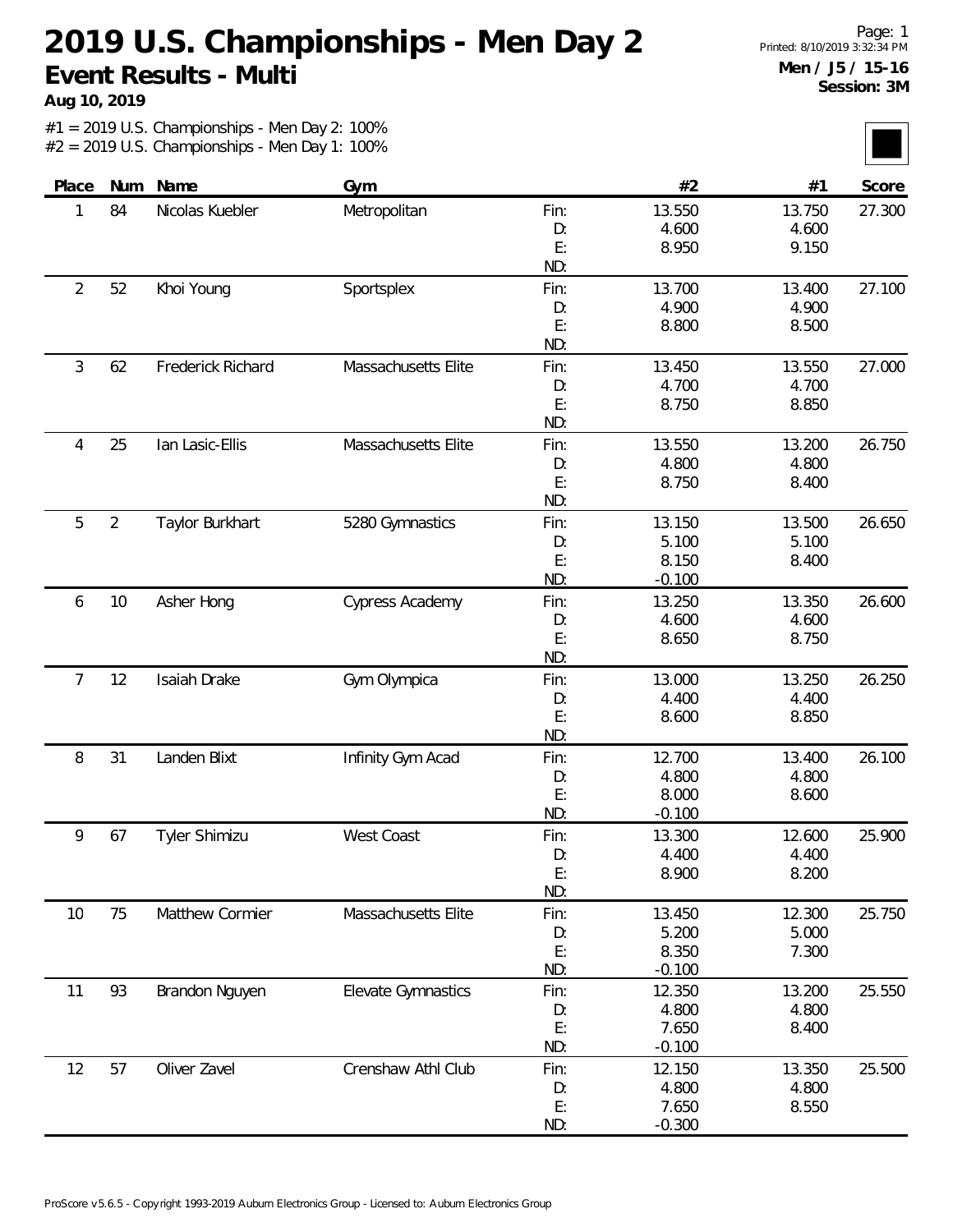# 2019 U.S. Championships - Men Day 2

## Event Results - Multi

**Aug 10, 2019**

Printed: 8/10/2019 3:32:34 PM

**Men / J5 / 15-16**
**Session: 3M**

#1 = 2019 U.S. Championships - Men Day 2: 100%
#2 = 2019 U.S. Championships - Men Day 1: 100%

| Place | Num | Name | Gym | | #2 | #1 | Score |
|---|---|---|---|---|---|---|---|
| 1 | 84 | Nicolas Kuebler | Metropolitan | Fin: | 13.550 | 13.750 | 27.300 |
| | | | | D: | 4.600 | 4.600 | |
| | | | | E: | 8.950 | 9.150 | |
| | | | | ND: | | | |
| 2 | 52 | Khoi Young | Sportsplex | Fin: | 13.700 | 13.400 | 27.100 |
| | | | | D: | 4.900 | 4.900 | |
| | | | | E: | 8.800 | 8.500 | |
| | | | | ND: | | | |
| 3 | 62 | Frederick Richard | Massachusetts Elite | Fin: | 13.450 | 13.550 | 27.000 |
| | | | | D: | 4.700 | 4.700 | |
| | | | | E: | 8.750 | 8.850 | |
| | | | | ND: | | | |
| 4 | 25 | Ian Lasic-Ellis | Massachusetts Elite | Fin: | 13.550 | 13.200 | 26.750 |
| | | | | D: | 4.800 | 4.800 | |
| | | | | E: | 8.750 | 8.400 | |
| | | | | ND: | | | |
| 5 | 2 | Taylor Burkhart | 5280 Gymnastics | Fin: | 13.150 | 13.500 | 26.650 |
| | | | | D: | 5.100 | 5.100 | |
| | | | | E: | 8.150 | 8.400 | |
| | | | | ND: | -0.100 | | |
| 6 | 10 | Asher Hong | Cypress Academy | Fin: | 13.250 | 13.350 | 26.600 |
| | | | | D: | 4.600 | 4.600 | |
| | | | | E: | 8.650 | 8.750 | |
| | | | | ND: | | | |
| 7 | 12 | Isaiah Drake | Gym Olympica | Fin: | 13.000 | 13.250 | 26.250 |
| | | | | D: | 4.400 | 4.400 | |
| | | | | E: | 8.600 | 8.850 | |
| | | | | ND: | | | |
| 8 | 31 | Landen Blixt | Infinity Gym Acad | Fin: | 12.700 | 13.400 | 26.100 |
| | | | | D: | 4.800 | 4.800 | |
| | | | | E: | 8.000 | 8.600 | |
| | | | | ND: | -0.100 | | |
| 9 | 67 | Tyler Shimizu | West Coast | Fin: | 13.300 | 12.600 | 25.900 |
| | | | | D: | 4.400 | 4.400 | |
| | | | | E: | 8.900 | 8.200 | |
| | | | | ND: | | | |
| 10 | 75 | Matthew Cormier | Massachusetts Elite | Fin: | 13.450 | 12.300 | 25.750 |
| | | | | D: | 5.200 | 5.000 | |
| | | | | E: | 8.350 | 7.300 | |
| | | | | ND: | -0.100 | | |
| 11 | 93 | Brandon Nguyen | Elevate Gymnastics | Fin: | 12.350 | 13.200 | 25.550 |
| | | | | D: | 4.800 | 4.800 | |
| | | | | E: | 7.650 | 8.400 | |
| | | | | ND: | -0.100 | | |
| 12 | 57 | Oliver Zavel | Crenshaw Athl Club | Fin: | 12.150 | 13.350 | 25.500 |
| | | | | D: | 4.800 | 4.800 | |
| | | | | E: | 7.650 | 8.550 | |
| | | | | ND: | -0.300 | | |

ProScore v5.6.5 - Copyright 1993-2019 Auburn Electronics Group - Licensed to: Auburn Electronics Group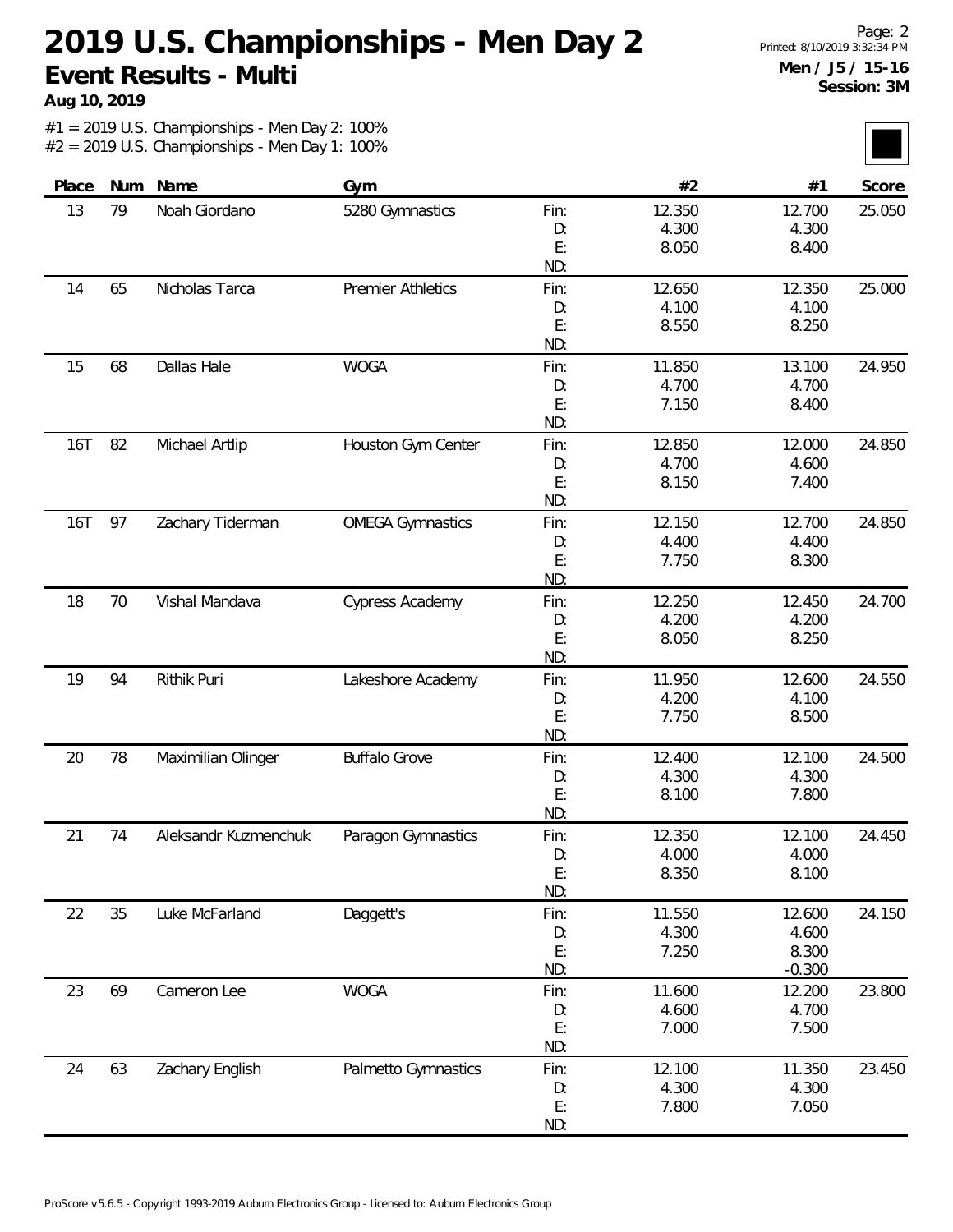# 2019 U.S. Championships - Men Day 2

## Event Results - Multi

**Aug 10, 2019**

**Men / J5 / 15-16**
**Session: 3M**

#1 = 2019 U.S. Championships - Men Day 2: 100%
#2 = 2019 U.S. Championships - Men Day 1: 100%

| Place | Num | Name | Gym | | #2 | #1 | Score |
|---|---|---|---|---|---|---|---|
| 13 | 79 | Noah Giordano | 5280 Gymnastics | Fin: | 12.350 | 12.700 | 25.050 |
| | | | | D: | 4.300 | 4.300 | |
| | | | | E: | 8.050 | 8.400 | |
| | | | | ND: | | | |
| 14 | 65 | Nicholas Tarca | Premier Athletics | Fin: | 12.650 | 12.350 | 25.000 |
| | | | | D: | 4.100 | 4.100 | |
| | | | | E: | 8.550 | 8.250 | |
| | | | | ND: | | | |
| 15 | 68 | Dallas Hale | WOGA | Fin: | 11.850 | 13.100 | 24.950 |
| | | | | D: | 4.700 | 4.700 | |
| | | | | E: | 7.150 | 8.400 | |
| | | | | ND: | | | |
| 16T | 82 | Michael Artlip | Houston Gym Center | Fin: | 12.850 | 12.000 | 24.850 |
| | | | | D: | 4.700 | 4.600 | |
| | | | | E: | 8.150 | 7.400 | |
| | | | | ND: | | | |
| 16T | 97 | Zachary Tiderman | OMEGA Gymnastics | Fin: | 12.150 | 12.700 | 24.850 |
| | | | | D: | 4.400 | 4.400 | |
| | | | | E: | 7.750 | 8.300 | |
| | | | | ND: | | | |
| 18 | 70 | Vishal Mandava | Cypress Academy | Fin: | 12.250 | 12.450 | 24.700 |
| | | | | D: | 4.200 | 4.200 | |
| | | | | E: | 8.050 | 8.250 | |
| | | | | ND: | | | |
| 19 | 94 | Rithik Puri | Lakeshore Academy | Fin: | 11.950 | 12.600 | 24.550 |
| | | | | D: | 4.200 | 4.100 | |
| | | | | E: | 7.750 | 8.500 | |
| | | | | ND: | | | |
| 20 | 78 | Maximilian Olinger | Buffalo Grove | Fin: | 12.400 | 12.100 | 24.500 |
| | | | | D: | 4.300 | 4.300 | |
| | | | | E: | 8.100 | 7.800 | |
| | | | | ND: | | | |
| 21 | 74 | Aleksandr Kuzmenchuk | Paragon Gymnastics | Fin: | 12.350 | 12.100 | 24.450 |
| | | | | D: | 4.000 | 4.000 | |
| | | | | E: | 8.350 | 8.100 | |
| | | | | ND: | | | |
| 22 | 35 | Luke McFarland | Daggett's | Fin: | 11.550 | 12.600 | 24.150 |
| | | | | D: | 4.300 | 4.600 | |
| | | | | E: | 7.250 | 8.300 | |
| | | | | ND: | | -0.300 | |
| 23 | 69 | Cameron Lee | WOGA | Fin: | 11.600 | 12.200 | 23.800 |
| | | | | D: | 4.600 | 4.700 | |
| | | | | E: | 7.000 | 7.500 | |
| | | | | ND: | | | |
| 24 | 63 | Zachary English | Palmetto Gymnastics | Fin: | 12.100 | 11.350 | 23.450 |
| | | | | D: | 4.300 | 4.300 | |
| | | | | E: | 7.800 | 7.050 | |
| | | | | ND: | | | |

ProScore v5.6.5 - Copyright 1993-2019 Auburn Electronics Group - Licensed to: Auburn Electronics Group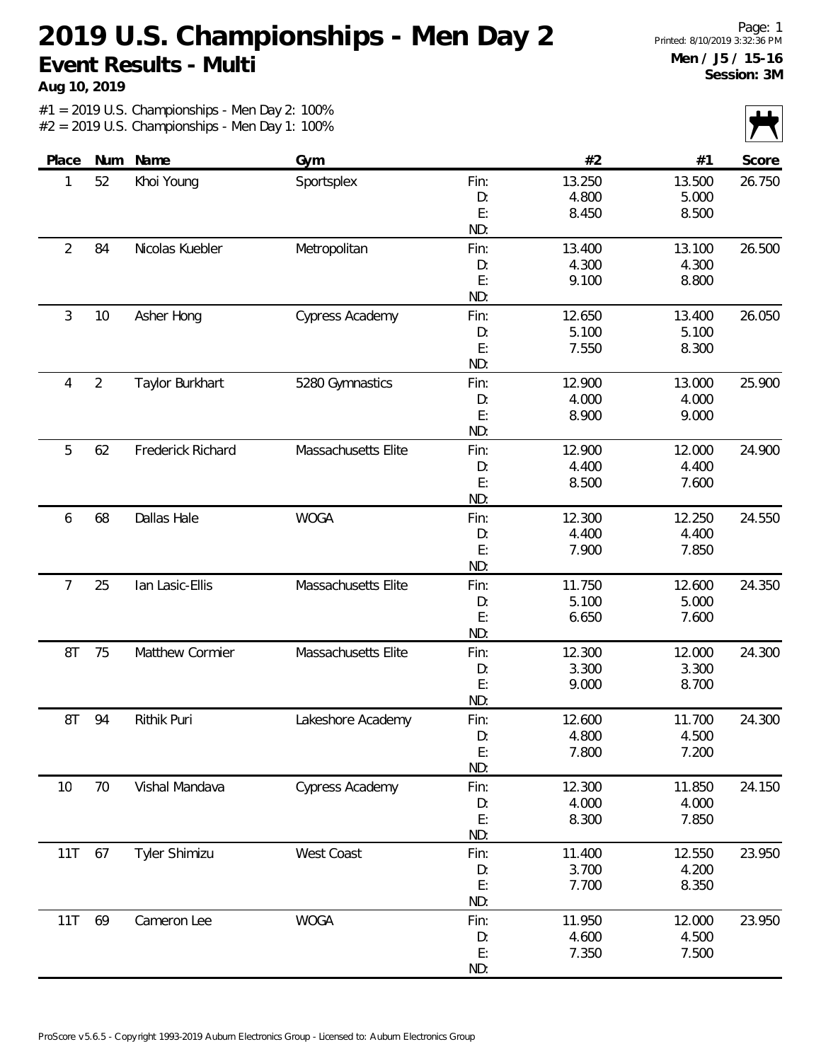# 2019 U.S. Championships - Men Day 2

## Event Results - Multi

**Aug 10, 2019**

**Men / J5 / 15-16**
**Session: 3M**

#1 = 2019 U.S. Championships - Men Day 2: 100%
#2 = 2019 U.S. Championships - Men Day 1: 100%

| Place | Num | Name | Gym | | #2 | #1 | Score |
|---|---|---|---|---|---|---|---|
| 1 | 52 | Khoi Young | Sportsplex | Fin: | 13.250 | 13.500 | 26.750 |
| | | | | D: | 4.800 | 5.000 | |
| | | | | E: | 8.450 | 8.500 | |
| | | | | ND: | | | |
| 2 | 84 | Nicolas Kuebler | Metropolitan | Fin: | 13.400 | 13.100 | 26.500 |
| | | | | D: | 4.300 | 4.300 | |
| | | | | E: | 9.100 | 8.800 | |
| | | | | ND: | | | |
| 3 | 10 | Asher Hong | Cypress Academy | Fin: | 12.650 | 13.400 | 26.050 |
| | | | | D: | 5.100 | 5.100 | |
| | | | | E: | 7.550 | 8.300 | |
| | | | | ND: | | | |
| 4 | 2 | Taylor Burkhart | 5280 Gymnastics | Fin: | 12.900 | 13.000 | 25.900 |
| | | | | D: | 4.000 | 4.000 | |
| | | | | E: | 8.900 | 9.000 | |
| | | | | ND: | | | |
| 5 | 62 | Frederick Richard | Massachusetts Elite | Fin: | 12.900 | 12.000 | 24.900 |
| | | | | D: | 4.400 | 4.400 | |
| | | | | E: | 8.500 | 7.600 | |
| | | | | ND: | | | |
| 6 | 68 | Dallas Hale | WOGA | Fin: | 12.300 | 12.250 | 24.550 |
| | | | | D: | 4.400 | 4.400 | |
| | | | | E: | 7.900 | 7.850 | |
| | | | | ND: | | | |
| 7 | 25 | Ian Lasic-Ellis | Massachusetts Elite | Fin: | 11.750 | 12.600 | 24.350 |
| | | | | D: | 5.100 | 5.000 | |
| | | | | E: | 6.650 | 7.600 | |
| | | | | ND: | | | |
| 8T | 75 | Matthew Cormier | Massachusetts Elite | Fin: | 12.300 | 12.000 | 24.300 |
| | | | | D: | 3.300 | 3.300 | |
| | | | | E: | 9.000 | 8.700 | |
| | | | | ND: | | | |
| 8T | 94 | Rithik Puri | Lakeshore Academy | Fin: | 12.600 | 11.700 | 24.300 |
| | | | | D: | 4.800 | 4.500 | |
| | | | | E: | 7.800 | 7.200 | |
| | | | | ND: | | | |
| 10 | 70 | Vishal Mandava | Cypress Academy | Fin: | 12.300 | 11.850 | 24.150 |
| | | | | D: | 4.000 | 4.000 | |
| | | | | E: | 8.300 | 7.850 | |
| | | | | ND: | | | |
| 11T | 67 | Tyler Shimizu | West Coast | Fin: | 11.400 | 12.550 | 23.950 |
| | | | | D: | 3.700 | 4.200 | |
| | | | | E: | 7.700 | 8.350 | |
| | | | | ND: | | | |
| 11T | 69 | Cameron Lee | WOGA | Fin: | 11.950 | 12.000 | 23.950 |
| | | | | D: | 4.600 | 4.500 | |
| | | | | E: | 7.350 | 7.500 | |
| | | | | ND: | | | |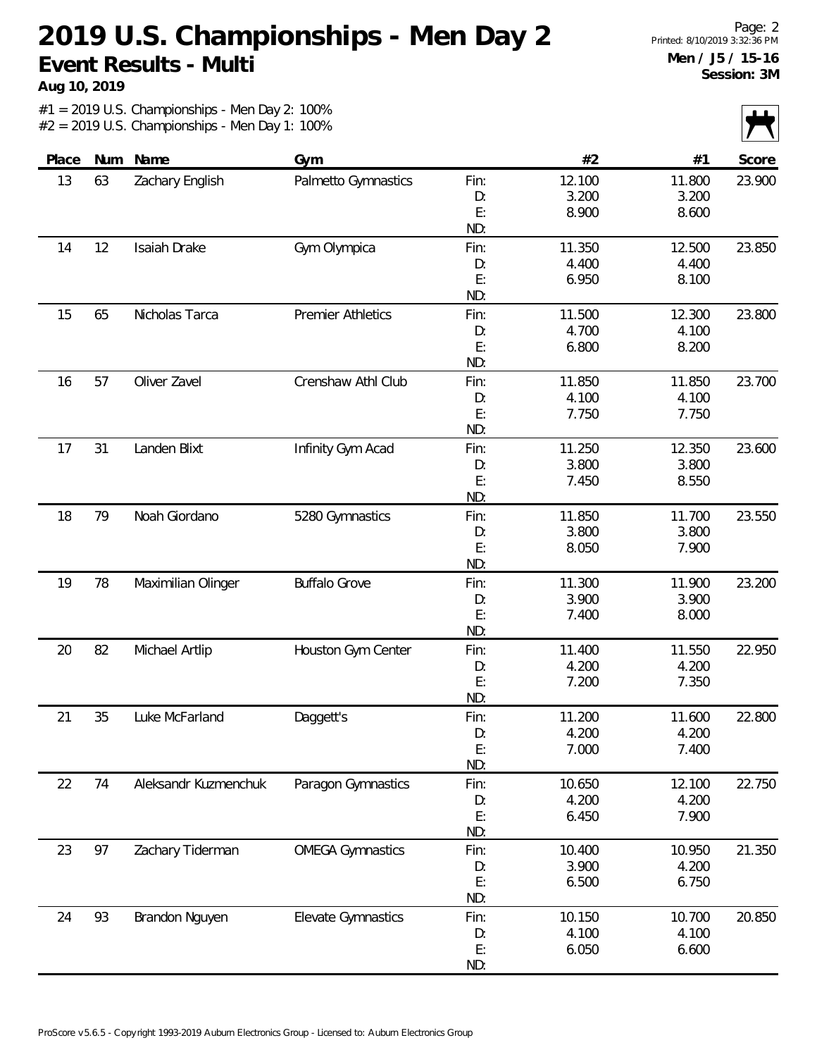# 2019 U.S. Championships - Men Day 2

## Event Results - Multi

**Aug 10, 2019**

**Men / J5 / 15-16**
**Session: 3M**

#1 = 2019 U.S. Championships - Men Day 2: 100%
#2 = 2019 U.S. Championships - Men Day 1: 100%

| Place | Num | Name | Gym | | #2 | #1 | Score |
|---|---|---|---|---|---|---|---|
| 13 | 63 | Zachary English | Palmetto Gymnastics | Fin: | 12.100 | 11.800 | 23.900 |
| | | | | D: | 3.200 | 3.200 | |
| | | | | E: | 8.900 | 8.600 | |
| | | | | ND: | | | |
| 14 | 12 | Isaiah Drake | Gym Olympica | Fin: | 11.350 | 12.500 | 23.850 |
| | | | | D: | 4.400 | 4.400 | |
| | | | | E: | 6.950 | 8.100 | |
| | | | | ND: | | | |
| 15 | 65 | Nicholas Tarca | Premier Athletics | Fin: | 11.500 | 12.300 | 23.800 |
| | | | | D: | 4.700 | 4.100 | |
| | | | | E: | 6.800 | 8.200 | |
| | | | | ND: | | | |
| 16 | 57 | Oliver Zavel | Crenshaw Athl Club | Fin: | 11.850 | 11.850 | 23.700 |
| | | | | D: | 4.100 | 4.100 | |
| | | | | E: | 7.750 | 7.750 | |
| | | | | ND: | | | |
| 17 | 31 | Landen Blixt | Infinity Gym Acad | Fin: | 11.250 | 12.350 | 23.600 |
| | | | | D: | 3.800 | 3.800 | |
| | | | | E: | 7.450 | 8.550 | |
| | | | | ND: | | | |
| 18 | 79 | Noah Giordano | 5280 Gymnastics | Fin: | 11.850 | 11.700 | 23.550 |
| | | | | D: | 3.800 | 3.800 | |
| | | | | E: | 8.050 | 7.900 | |
| | | | | ND: | | | |
| 19 | 78 | Maximilian Olinger | Buffalo Grove | Fin: | 11.300 | 11.900 | 23.200 |
| | | | | D: | 3.900 | 3.900 | |
| | | | | E: | 7.400 | 8.000 | |
| | | | | ND: | | | |
| 20 | 82 | Michael Artlip | Houston Gym Center | Fin: | 11.400 | 11.550 | 22.950 |
| | | | | D: | 4.200 | 4.200 | |
| | | | | E: | 7.200 | 7.350 | |
| | | | | ND: | | | |
| 21 | 35 | Luke McFarland | Daggett's | Fin: | 11.200 | 11.600 | 22.800 |
| | | | | D: | 4.200 | 4.200 | |
| | | | | E: | 7.000 | 7.400 | |
| | | | | ND: | | | |
| 22 | 74 | Aleksandr Kuzmenchuk | Paragon Gymnastics | Fin: | 10.650 | 12.100 | 22.750 |
| | | | | D: | 4.200 | 4.200 | |
| | | | | E: | 6.450 | 7.900 | |
| | | | | ND: | | | |
| 23 | 97 | Zachary Tiderman | OMEGA Gymnastics | Fin: | 10.400 | 10.950 | 21.350 |
| | | | | D: | 3.900 | 4.200 | |
| | | | | E: | 6.500 | 6.750 | |
| | | | | ND: | | | |
| 24 | 93 | Brandon Nguyen | Elevate Gymnastics | Fin: | 10.150 | 10.700 | 20.850 |
| | | | | D: | 4.100 | 4.100 | |
| | | | | E: | 6.050 | 6.600 | |
| | | | | ND: | | | |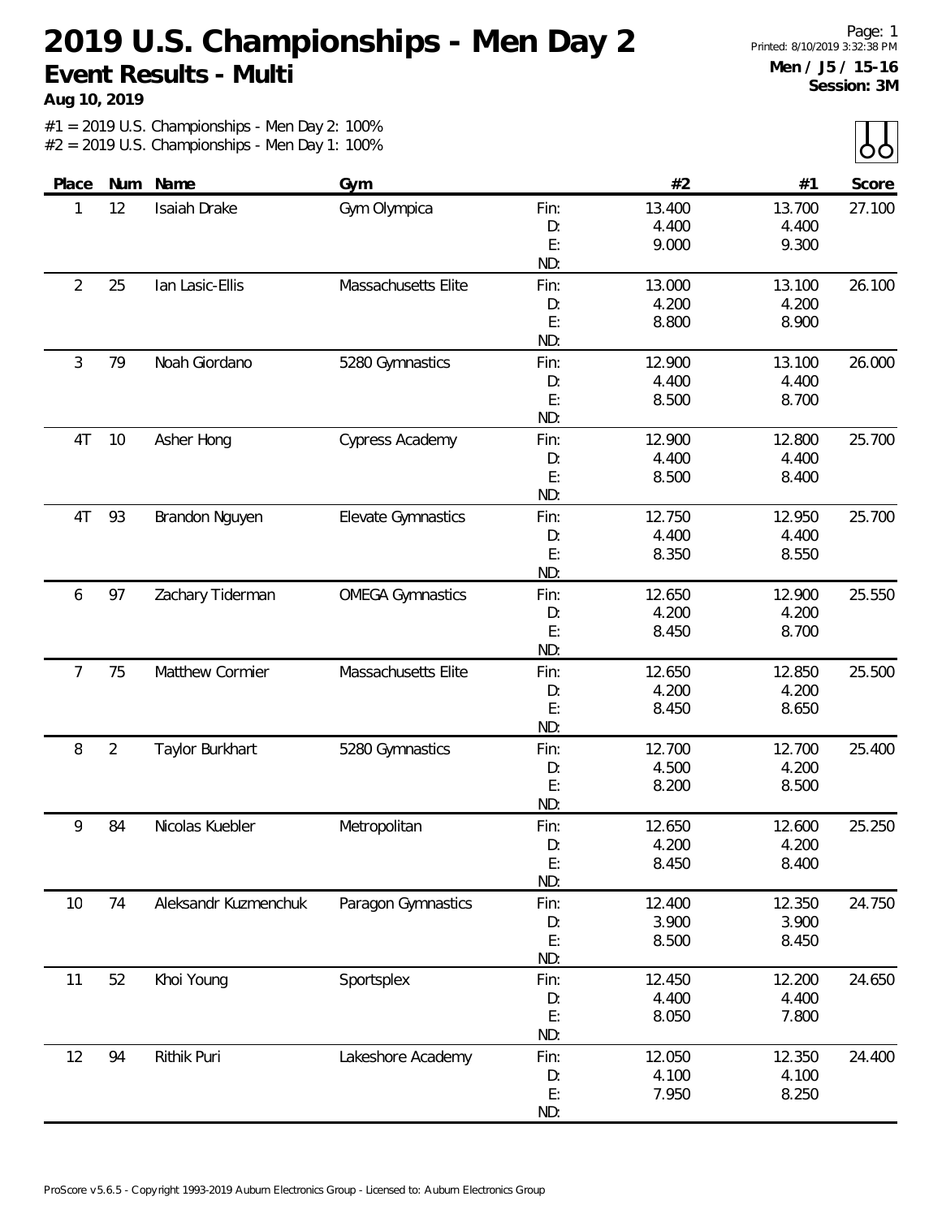# 2019 U.S. Championships - Men Day 2

## Event Results - Multi

**Aug 10, 2019**

**Men / J5 / 15-16**
**Session: 3M**

#1 = 2019 U.S. Championships - Men Day 2: 100%
#2 = 2019 U.S. Championships - Men Day 1: 100%

| Place | Num | Name | Gym | | #2 | #1 | Score |
|---|---|---|---|---|---|---|---|
| 1 | 12 | Isaiah Drake | Gym Olympica | Fin: | 13.400 | 13.700 | 27.100 |
| | | | | D: | 4.400 | 4.400 | |
| | | | | E: | 9.000 | 9.300 | |
| | | | | ND: | | | |
| 2 | 25 | Ian Lasic-Ellis | Massachusetts Elite | Fin: | 13.000 | 13.100 | 26.100 |
| | | | | D: | 4.200 | 4.200 | |
| | | | | E: | 8.800 | 8.900 | |
| | | | | ND: | | | |
| 3 | 79 | Noah Giordano | 5280 Gymnastics | Fin: | 12.900 | 13.100 | 26.000 |
| | | | | D: | 4.400 | 4.400 | |
| | | | | E: | 8.500 | 8.700 | |
| | | | | ND: | | | |
| 4T | 10 | Asher Hong | Cypress Academy | Fin: | 12.900 | 12.800 | 25.700 |
| | | | | D: | 4.400 | 4.400 | |
| | | | | E: | 8.500 | 8.400 | |
| | | | | ND: | | | |
| 4T | 93 | Brandon Nguyen | Elevate Gymnastics | Fin: | 12.750 | 12.950 | 25.700 |
| | | | | D: | 4.400 | 4.400 | |
| | | | | E: | 8.350 | 8.550 | |
| | | | | ND: | | | |
| 6 | 97 | Zachary Tiderman | OMEGA Gymnastics | Fin: | 12.650 | 12.900 | 25.550 |
| | | | | D: | 4.200 | 4.200 | |
| | | | | E: | 8.450 | 8.700 | |
| | | | | ND: | | | |
| 7 | 75 | Matthew Cormier | Massachusetts Elite | Fin: | 12.650 | 12.850 | 25.500 |
| | | | | D: | 4.200 | 4.200 | |
| | | | | E: | 8.450 | 8.650 | |
| | | | | ND: | | | |
| 8 | 2 | Taylor Burkhart | 5280 Gymnastics | Fin: | 12.700 | 12.700 | 25.400 |
| | | | | D: | 4.500 | 4.200 | |
| | | | | E: | 8.200 | 8.500 | |
| | | | | ND: | | | |
| 9 | 84 | Nicolas Kuebler | Metropolitan | Fin: | 12.650 | 12.600 | 25.250 |
| | | | | D: | 4.200 | 4.200 | |
| | | | | E: | 8.450 | 8.400 | |
| | | | | ND: | | | |
| 10 | 74 | Aleksandr Kuzmenchuk | Paragon Gymnastics | Fin: | 12.400 | 12.350 | 24.750 |
| | | | | D: | 3.900 | 3.900 | |
| | | | | E: | 8.500 | 8.450 | |
| | | | | ND: | | | |
| 11 | 52 | Khoi Young | Sportsplex | Fin: | 12.450 | 12.200 | 24.650 |
| | | | | D: | 4.400 | 4.400 | |
| | | | | E: | 8.050 | 7.800 | |
| | | | | ND: | | | |
| 12 | 94 | Rithik Puri | Lakeshore Academy | Fin: | 12.050 | 12.350 | 24.400 |
| | | | | D: | 4.100 | 4.100 | |
| | | | | E: | 7.950 | 8.250 | |
| | | | | ND: | | | |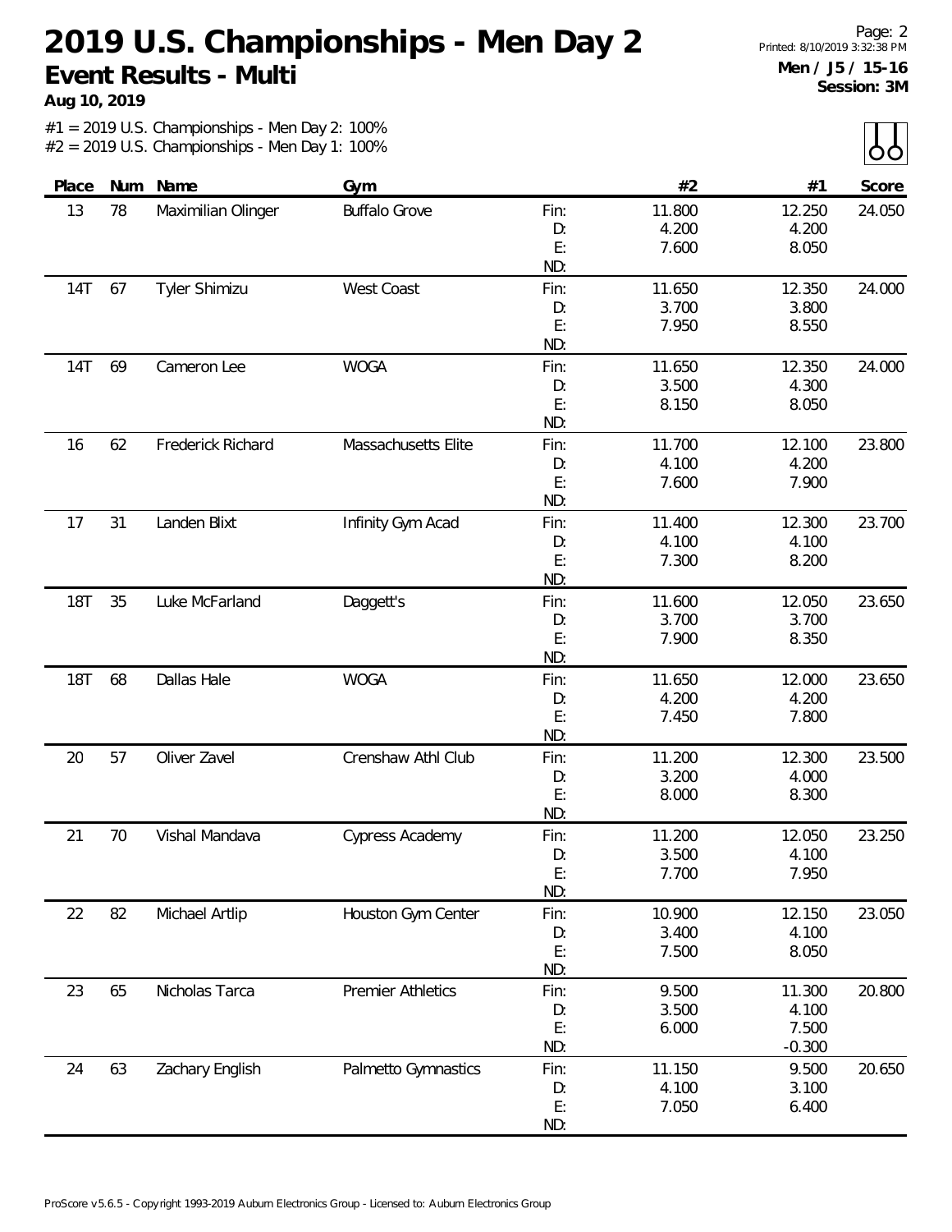# 2019 U.S. Championships - Men Day 2

## Event Results - Multi

**Aug 10, 2019**

Printed: 8/10/2019 3:32:38 PM

**Men / J5 / 15-16**
**Session: 3M**

#1 = 2019 U.S. Championships - Men Day 2: 100%
#2 = 2019 U.S. Championships - Men Day 1: 100%

| Place | Num | Name | Gym | | #2 | #1 | Score |
|---|---|---|---|---|---|---|---|
| 13 | 78 | Maximilian Olinger | Buffalo Grove | Fin: | 11.800 | 12.250 | 24.050 |
| | | | | D: | 4.200 | 4.200 | |
| | | | | E: | 7.600 | 8.050 | |
| | | | | ND: | | | |
| 14T | 67 | Tyler Shimizu | West Coast | Fin: | 11.650 | 12.350 | 24.000 |
| | | | | D: | 3.700 | 3.800 | |
| | | | | E: | 7.950 | 8.550 | |
| | | | | ND: | | | |
| 14T | 69 | Cameron Lee | WOGA | Fin: | 11.650 | 12.350 | 24.000 |
| | | | | D: | 3.500 | 4.300 | |
| | | | | E: | 8.150 | 8.050 | |
| | | | | ND: | | | |
| 16 | 62 | Frederick Richard | Massachusetts Elite | Fin: | 11.700 | 12.100 | 23.800 |
| | | | | D: | 4.100 | 4.200 | |
| | | | | E: | 7.600 | 7.900 | |
| | | | | ND: | | | |
| 17 | 31 | Landen Blixt | Infinity Gym Acad | Fin: | 11.400 | 12.300 | 23.700 |
| | | | | D: | 4.100 | 4.100 | |
| | | | | E: | 7.300 | 8.200 | |
| | | | | ND: | | | |
| 18T | 35 | Luke McFarland | Daggett's | Fin: | 11.600 | 12.050 | 23.650 |
| | | | | D: | 3.700 | 3.700 | |
| | | | | E: | 7.900 | 8.350 | |
| | | | | ND: | | | |
| 18T | 68 | Dallas Hale | WOGA | Fin: | 11.650 | 12.000 | 23.650 |
| | | | | D: | 4.200 | 4.200 | |
| | | | | E: | 7.450 | 7.800 | |
| | | | | ND: | | | |
| 20 | 57 | Oliver Zavel | Crenshaw Athl Club | Fin: | 11.200 | 12.300 | 23.500 |
| | | | | D: | 3.200 | 4.000 | |
| | | | | E: | 8.000 | 8.300 | |
| | | | | ND: | | | |
| 21 | 70 | Vishal Mandava | Cypress Academy | Fin: | 11.200 | 12.050 | 23.250 |
| | | | | D: | 3.500 | 4.100 | |
| | | | | E: | 7.700 | 7.950 | |
| | | | | ND: | | | |
| 22 | 82 | Michael Artlip | Houston Gym Center | Fin: | 10.900 | 12.150 | 23.050 |
| | | | | D: | 3.400 | 4.100 | |
| | | | | E: | 7.500 | 8.050 | |
| | | | | ND: | | | |
| 23 | 65 | Nicholas Tarca | Premier Athletics | Fin: | 9.500 | 11.300 | 20.800 |
| | | | | D: | 3.500 | 4.100 | |
| | | | | E: | 6.000 | 7.500 | |
| | | | | ND: | | -0.300 | |
| 24 | 63 | Zachary English | Palmetto Gymnastics | Fin: | 11.150 | 9.500 | 20.650 |
| | | | | D: | 4.100 | 3.100 | |
| | | | | E: | 7.050 | 6.400 | |
| | | | | ND: | | | |

ProScore v5.6.5 - Copyright 1993-2019 Auburn Electronics Group - Licensed to: Auburn Electronics Group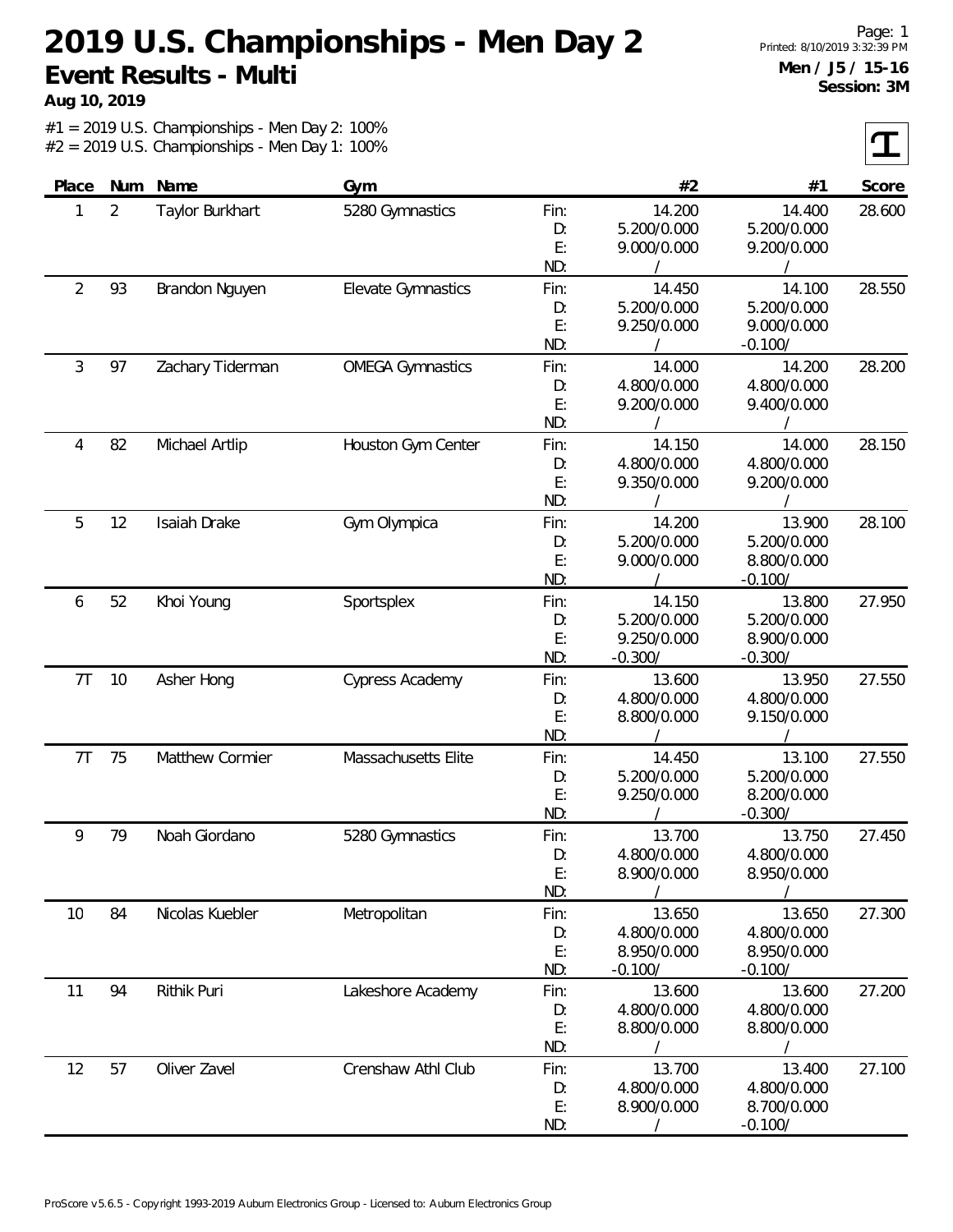# 2019 U.S. Championships - Men Day 2

## Event Results - Multi

**Aug 10, 2019**

Printed: 8/10/2019 3:32:39 PM

**Men / J5 / 15-16**

**Session: 3M**

#1 = 2019 U.S. Championships - Men Day 2: 100%
#2 = 2019 U.S. Championships - Men Day 1: 100%

| Place | Num | Name | Gym | | #2 | #1 | Score |
|---|---|---|---|---|---|---|---|
| 1 | 2 | Taylor Burkhart | 5280 Gymnastics | Fin: | 14.200 | 14.400 | 28.600 |
| | | | | D: | 5.200/0.000 | 5.200/0.000 | |
| | | | | E: | 9.000/0.000 | 9.200/0.000 | |
| | | | | ND: | / | / | |
| 2 | 93 | Brandon Nguyen | Elevate Gymnastics | Fin: | 14.450 | 14.100 | 28.550 |
| | | | | D: | 5.200/0.000 | 5.200/0.000 | |
| | | | | E: | 9.250/0.000 | 9.000/0.000 | |
| | | | | ND: | / | -0.100/ | |
| 3 | 97 | Zachary Tiderman | OMEGA Gymnastics | Fin: | 14.000 | 14.200 | 28.200 |
| | | | | D: | 4.800/0.000 | 4.800/0.000 | |
| | | | | E: | 9.200/0.000 | 9.400/0.000 | |
| | | | | ND: | / | / | |
| 4 | 82 | Michael Artlip | Houston Gym Center | Fin: | 14.150 | 14.000 | 28.150 |
| | | | | D: | 4.800/0.000 | 4.800/0.000 | |
| | | | | E: | 9.350/0.000 | 9.200/0.000 | |
| | | | | ND: | / | / | |
| 5 | 12 | Isaiah Drake | Gym Olympica | Fin: | 14.200 | 13.900 | 28.100 |
| | | | | D: | 5.200/0.000 | 5.200/0.000 | |
| | | | | E: | 9.000/0.000 | 8.800/0.000 | |
| | | | | ND: | / | -0.100/ | |
| 6 | 52 | Khoi Young | Sportsplex | Fin: | 14.150 | 13.800 | 27.950 |
| | | | | D: | 5.200/0.000 | 5.200/0.000 | |
| | | | | E: | 9.250/0.000 | 8.900/0.000 | |
| | | | | ND: | -0.300/ | -0.300/ | |
| 7T | 10 | Asher Hong | Cypress Academy | Fin: | 13.600 | 13.950 | 27.550 |
| | | | | D: | 4.800/0.000 | 4.800/0.000 | |
| | | | | E: | 8.800/0.000 | 9.150/0.000 | |
| | | | | ND: | / | / | |
| 7T | 75 | Matthew Cormier | Massachusetts Elite | Fin: | 14.450 | 13.100 | 27.550 |
| | | | | D: | 5.200/0.000 | 5.200/0.000 | |
| | | | | E: | 9.250/0.000 | 8.200/0.000 | |
| | | | | ND: | / | -0.300/ | |
| 9 | 79 | Noah Giordano | 5280 Gymnastics | Fin: | 13.700 | 13.750 | 27.450 |
| | | | | D: | 4.800/0.000 | 4.800/0.000 | |
| | | | | E: | 8.900/0.000 | 8.950/0.000 | |
| | | | | ND: | / | / | |
| 10 | 84 | Nicolas Kuebler | Metropolitan | Fin: | 13.650 | 13.650 | 27.300 |
| | | | | D: | 4.800/0.000 | 4.800/0.000 | |
| | | | | E: | 8.950/0.000 | 8.950/0.000 | |
| | | | | ND: | -0.100/ | -0.100/ | |
| 11 | 94 | Rithik Puri | Lakeshore Academy | Fin: | 13.600 | 13.600 | 27.200 |
| | | | | D: | 4.800/0.000 | 4.800/0.000 | |
| | | | | E: | 8.800/0.000 | 8.800/0.000 | |
| | | | | ND: | / | / | |
| 12 | 57 | Oliver Zavel | Crenshaw Athl Club | Fin: | 13.700 | 13.400 | 27.100 |
| | | | | D: | 4.800/0.000 | 4.800/0.000 | |
| | | | | E: | 8.900/0.000 | 8.700/0.000 | |
| | | | | ND: | / | -0.100/ | |

ProScore v5.6.5 - Copyright 1993-2019 Auburn Electronics Group - Licensed to: Auburn Electronics Group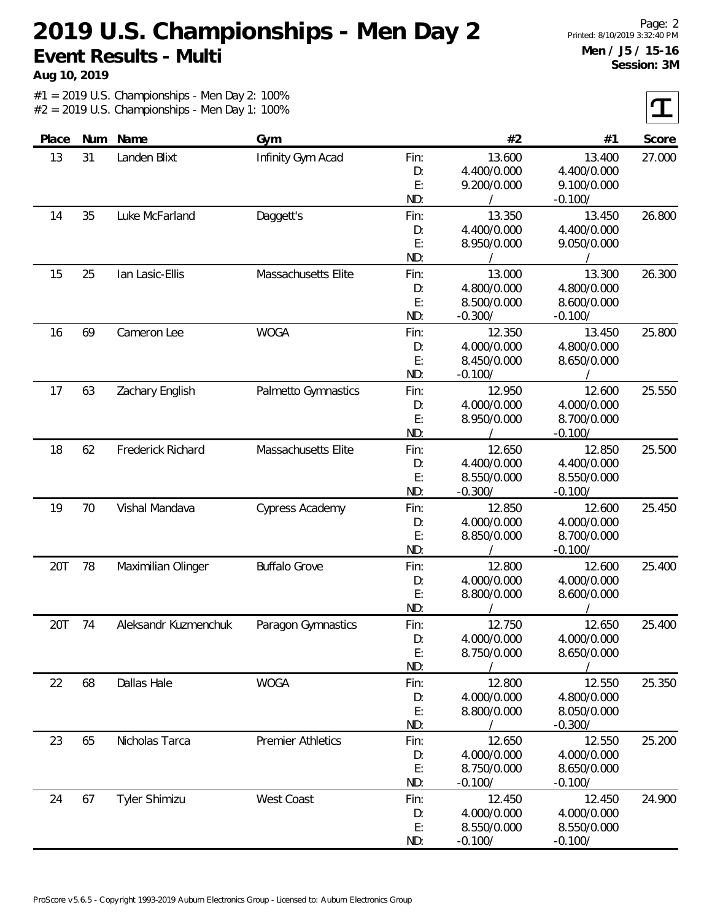# 2019 U.S. Championships - Men Day 2

## Event Results - Multi

**Aug 10, 2019**

Men / J5 / 15-16
Session: 3M

#1 = 2019 U.S. Championships - Men Day 2: 100%
#2 = 2019 U.S. Championships - Men Day 1: 100%

| Place | Num | Name | Gym | | #2 | #1 | Score |
|---|---|---|---|---|---|---|---|
| 13 | 31 | Landen Blixt | Infinity Gym Acad | Fin: | 13.600 | 13.400 | 27.000 |
| | | | | D: | 4.400/0.000 | 4.400/0.000 | |
| | | | | E: | 9.200/0.000 | 9.100/0.000 | |
| | | | | ND: | / | -0.100/ | |
| 14 | 35 | Luke McFarland | Daggett's | Fin: | 13.350 | 13.450 | 26.800 |
| | | | | D: | 4.400/0.000 | 4.400/0.000 | |
| | | | | E: | 8.950/0.000 | 9.050/0.000 | |
| | | | | ND: | / | / | |
| 15 | 25 | Ian Lasic-Ellis | Massachusetts Elite | Fin: | 13.000 | 13.300 | 26.300 |
| | | | | D: | 4.800/0.000 | 4.800/0.000 | |
| | | | | E: | 8.500/0.000 | 8.600/0.000 | |
| | | | | ND: | -0.300/ | -0.100/ | |
| 16 | 69 | Cameron Lee | WOGA | Fin: | 12.350 | 13.450 | 25.800 |
| | | | | D: | 4.000/0.000 | 4.800/0.000 | |
| | | | | E: | 8.450/0.000 | 8.650/0.000 | |
| | | | | ND: | -0.100/ | / | |
| 17 | 63 | Zachary English | Palmetto Gymnastics | Fin: | 12.950 | 12.600 | 25.550 |
| | | | | D: | 4.000/0.000 | 4.000/0.000 | |
| | | | | E: | 8.950/0.000 | 8.700/0.000 | |
| | | | | ND: | / | -0.100/ | |
| 18 | 62 | Frederick Richard | Massachusetts Elite | Fin: | 12.650 | 12.850 | 25.500 |
| | | | | D: | 4.400/0.000 | 4.400/0.000 | |
| | | | | E: | 8.550/0.000 | 8.550/0.000 | |
| | | | | ND: | -0.300/ | -0.100/ | |
| 19 | 70 | Vishal Mandava | Cypress Academy | Fin: | 12.850 | 12.600 | 25.450 |
| | | | | D: | 4.000/0.000 | 4.000/0.000 | |
| | | | | E: | 8.850/0.000 | 8.700/0.000 | |
| | | | | ND: | / | -0.100/ | |
| 20T | 78 | Maximilian Olinger | Buffalo Grove | Fin: | 12.800 | 12.600 | 25.400 |
| | | | | D: | 4.000/0.000 | 4.000/0.000 | |
| | | | | E: | 8.800/0.000 | 8.600/0.000 | |
| | | | | ND: | / | / | |
| 20T | 74 | Aleksandr Kuzmenchuk | Paragon Gymnastics | Fin: | 12.750 | 12.650 | 25.400 |
| | | | | D: | 4.000/0.000 | 4.000/0.000 | |
| | | | | E: | 8.750/0.000 | 8.650/0.000 | |
| | | | | ND: | / | / | |
| 22 | 68 | Dallas Hale | WOGA | Fin: | 12.800 | 12.550 | 25.350 |
| | | | | D: | 4.000/0.000 | 4.800/0.000 | |
| | | | | E: | 8.800/0.000 | 8.050/0.000 | |
| | | | | ND: | / | -0.300/ | |
| 23 | 65 | Nicholas Tarca | Premier Athletics | Fin: | 12.650 | 12.550 | 25.200 |
| | | | | D: | 4.000/0.000 | 4.000/0.000 | |
| | | | | E: | 8.750/0.000 | 8.650/0.000 | |
| | | | | ND: | -0.100/ | -0.100/ | |
| 24 | 67 | Tyler Shimizu | West Coast | Fin: | 12.450 | 12.450 | 24.900 |
| | | | | D: | 4.000/0.000 | 4.000/0.000 | |
| | | | | E: | 8.550/0.000 | 8.550/0.000 | |
| | | | | ND: | -0.100/ | -0.100/ | |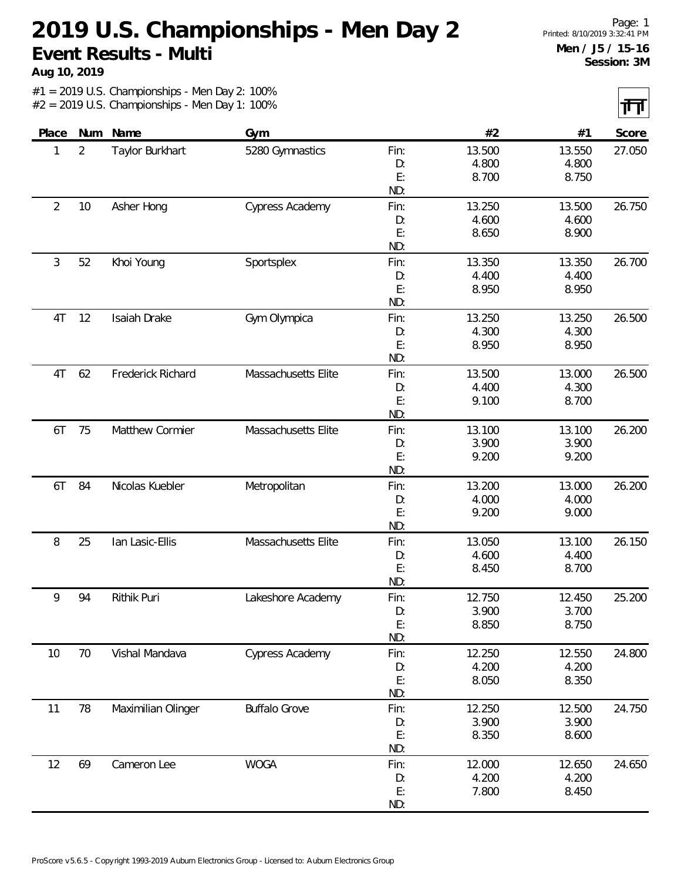# 2019 U.S. Championships - Men Day 2

## Event Results - Multi

**Aug 10, 2019**

**Men / J5 / 15-16**
**Session: 3M**

#1 = 2019 U.S. Championships - Men Day 2: 100%
#2 = 2019 U.S. Championships - Men Day 1: 100%

| Place | Num | Name | Gym | | #2 | #1 | Score |
|---|---|---|---|---|---|---|---|
| 1 | 2 | Taylor Burkhart | 5280 Gymnastics | Fin: | 13.500 | 13.550 | 27.050 |
| | | | | D: | 4.800 | 4.800 | |
| | | | | E: | 8.700 | 8.750 | |
| | | | | ND: | | | |
| 2 | 10 | Asher Hong | Cypress Academy | Fin: | 13.250 | 13.500 | 26.750 |
| | | | | D: | 4.600 | 4.600 | |
| | | | | E: | 8.650 | 8.900 | |
| | | | | ND: | | | |
| 3 | 52 | Khoi Young | Sportsplex | Fin: | 13.350 | 13.350 | 26.700 |
| | | | | D: | 4.400 | 4.400 | |
| | | | | E: | 8.950 | 8.950 | |
| | | | | ND: | | | |
| 4T | 12 | Isaiah Drake | Gym Olympica | Fin: | 13.250 | 13.250 | 26.500 |
| | | | | D: | 4.300 | 4.300 | |
| | | | | E: | 8.950 | 8.950 | |
| | | | | ND: | | | |
| 4T | 62 | Frederick Richard | Massachusetts Elite | Fin: | 13.500 | 13.000 | 26.500 |
| | | | | D: | 4.400 | 4.300 | |
| | | | | E: | 9.100 | 8.700 | |
| | | | | ND: | | | |
| 6T | 75 | Matthew Cormier | Massachusetts Elite | Fin: | 13.100 | 13.100 | 26.200 |
| | | | | D: | 3.900 | 3.900 | |
| | | | | E: | 9.200 | 9.200 | |
| | | | | ND: | | | |
| 6T | 84 | Nicolas Kuebler | Metropolitan | Fin: | 13.200 | 13.000 | 26.200 |
| | | | | D: | 4.000 | 4.000 | |
| | | | | E: | 9.200 | 9.000 | |
| | | | | ND: | | | |
| 8 | 25 | Ian Lasic-Ellis | Massachusetts Elite | Fin: | 13.050 | 13.100 | 26.150 |
| | | | | D: | 4.600 | 4.400 | |
| | | | | E: | 8.450 | 8.700 | |
| | | | | ND: | | | |
| 9 | 94 | Rithik Puri | Lakeshore Academy | Fin: | 12.750 | 12.450 | 25.200 |
| | | | | D: | 3.900 | 3.700 | |
| | | | | E: | 8.850 | 8.750 | |
| | | | | ND: | | | |
| 10 | 70 | Vishal Mandava | Cypress Academy | Fin: | 12.250 | 12.550 | 24.800 |
| | | | | D: | 4.200 | 4.200 | |
| | | | | E: | 8.050 | 8.350 | |
| | | | | ND: | | | |
| 11 | 78 | Maximilian Olinger | Buffalo Grove | Fin: | 12.250 | 12.500 | 24.750 |
| | | | | D: | 3.900 | 3.900 | |
| | | | | E: | 8.350 | 8.600 | |
| | | | | ND: | | | |
| 12 | 69 | Cameron Lee | WOGA | Fin: | 12.000 | 12.650 | 24.650 |
| | | | | D: | 4.200 | 4.200 | |
| | | | | E: | 7.800 | 8.450 | |
| | | | | ND: | | | |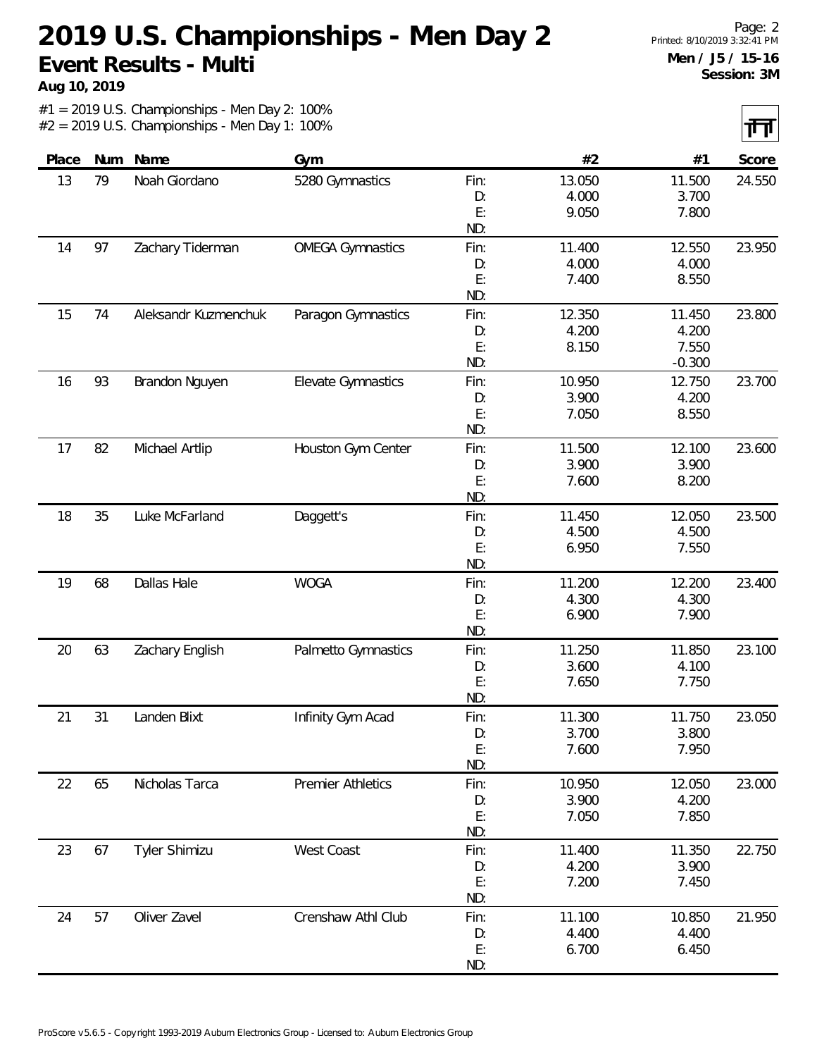# 2019 U.S. Championships - Men Day 2

## Event Results - Multi

**Aug 10, 2019**

Men / J5 / 15-16
Session: 3M

#1 = 2019 U.S. Championships - Men Day 2: 100%
#2 = 2019 U.S. Championships - Men Day 1: 100%

| Place | Num | Name | Gym | | #2 | #1 | Score |
|---|---|---|---|---|---|---|---|
| 13 | 79 | Noah Giordano | 5280 Gymnastics | Fin: | 13.050 | 11.500 | 24.550 |
| | | | | D: | 4.000 | 3.700 | |
| | | | | E: | 9.050 | 7.800 | |
| | | | | ND: | | | |
| 14 | 97 | Zachary Tiderman | OMEGA Gymnastics | Fin: | 11.400 | 12.550 | 23.950 |
| | | | | D: | 4.000 | 4.000 | |
| | | | | E: | 7.400 | 8.550 | |
| | | | | ND: | | | |
| 15 | 74 | Aleksandr Kuzmenchuk | Paragon Gymnastics | Fin: | 12.350 | 11.450 | 23.800 |
| | | | | D: | 4.200 | 4.200 | |
| | | | | E: | 8.150 | 7.550 | |
| | | | | ND: | | -0.300 | |
| 16 | 93 | Brandon Nguyen | Elevate Gymnastics | Fin: | 10.950 | 12.750 | 23.700 |
| | | | | D: | 3.900 | 4.200 | |
| | | | | E: | 7.050 | 8.550 | |
| | | | | ND: | | | |
| 17 | 82 | Michael Artlip | Houston Gym Center | Fin: | 11.500 | 12.100 | 23.600 |
| | | | | D: | 3.900 | 3.900 | |
| | | | | E: | 7.600 | 8.200 | |
| | | | | ND: | | | |
| 18 | 35 | Luke McFarland | Daggett's | Fin: | 11.450 | 12.050 | 23.500 |
| | | | | D: | 4.500 | 4.500 | |
| | | | | E: | 6.950 | 7.550 | |
| | | | | ND: | | | |
| 19 | 68 | Dallas Hale | WOGA | Fin: | 11.200 | 12.200 | 23.400 |
| | | | | D: | 4.300 | 4.300 | |
| | | | | E: | 6.900 | 7.900 | |
| | | | | ND: | | | |
| 20 | 63 | Zachary English | Palmetto Gymnastics | Fin: | 11.250 | 11.850 | 23.100 |
| | | | | D: | 3.600 | 4.100 | |
| | | | | E: | 7.650 | 7.750 | |
| | | | | ND: | | | |
| 21 | 31 | Landen Blixt | Infinity Gym Acad | Fin: | 11.300 | 11.750 | 23.050 |
| | | | | D: | 3.700 | 3.800 | |
| | | | | E: | 7.600 | 7.950 | |
| | | | | ND: | | | |
| 22 | 65 | Nicholas Tarca | Premier Athletics | Fin: | 10.950 | 12.050 | 23.000 |
| | | | | D: | 3.900 | 4.200 | |
| | | | | E: | 7.050 | 7.850 | |
| | | | | ND: | | | |
| 23 | 67 | Tyler Shimizu | West Coast | Fin: | 11.400 | 11.350 | 22.750 |
| | | | | D: | 4.200 | 3.900 | |
| | | | | E: | 7.200 | 7.450 | |
| | | | | ND: | | | |
| 24 | 57 | Oliver Zavel | Crenshaw Athl Club | Fin: | 11.100 | 10.850 | 21.950 |
| | | | | D: | 4.400 | 4.400 | |
| | | | | E: | 6.700 | 6.450 | |
| | | | | ND: | | | |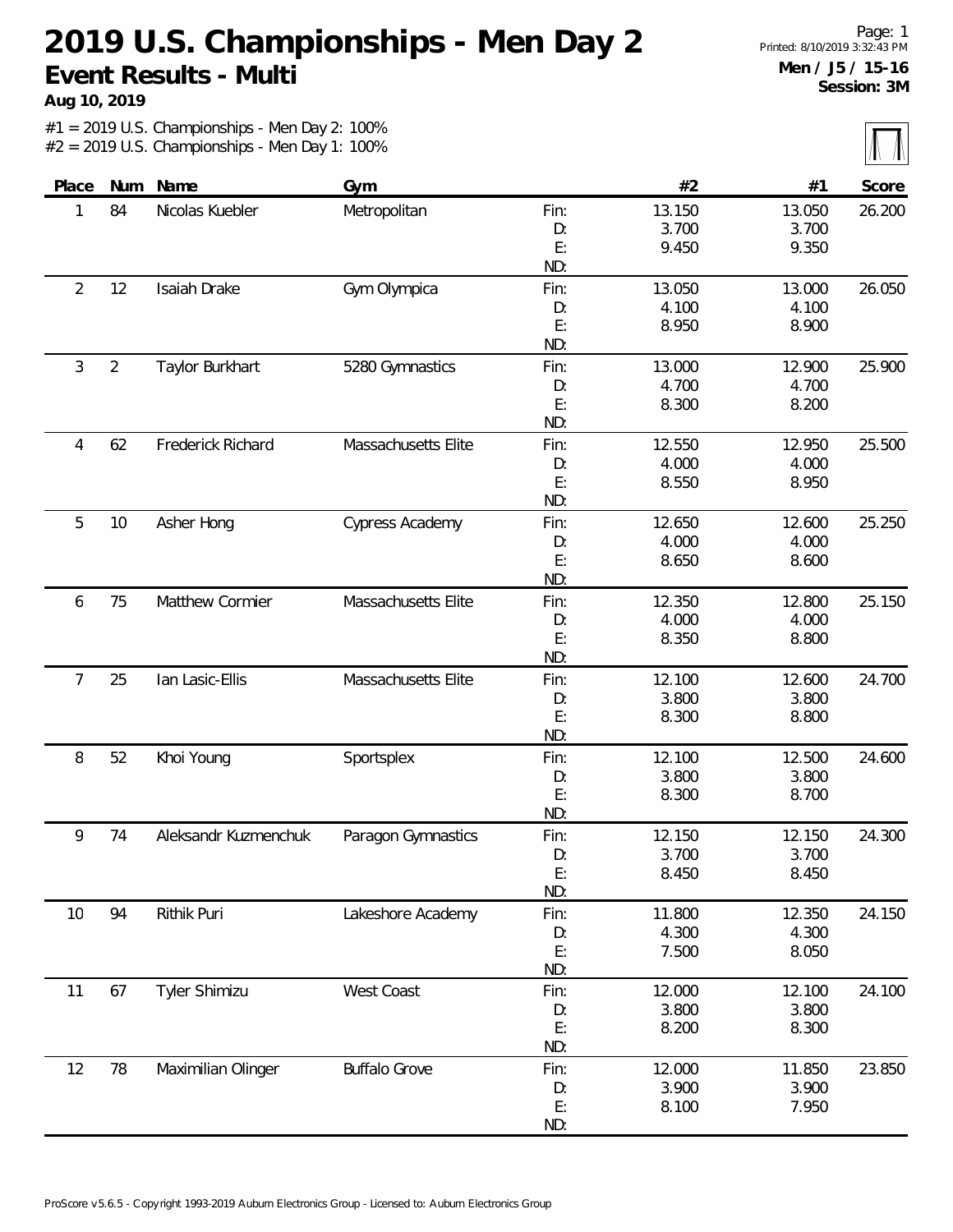# 2019 U.S. Championships - Men Day 2

## Event Results - Multi

**Aug 10, 2019**

Page: 1
Printed: 8/10/2019 3:32:43 PM

**Men / J5 / 15-16**
**Session: 3M**

#1 = 2019 U.S. Championships - Men Day 2: 100%
#2 = 2019 U.S. Championships - Men Day 1: 100%

| Place | Num | Name | Gym | | #2 | #1 | Score |
|---|---|---|---|---|---|---|---|
| 1 | 84 | Nicolas Kuebler | Metropolitan | Fin: | 13.150 | 13.050 | 26.200 |
| | | | | D: | 3.700 | 3.700 | |
| | | | | E: | 9.450 | 9.350 | |
| | | | | ND: | | | |
| 2 | 12 | Isaiah Drake | Gym Olympica | Fin: | 13.050 | 13.000 | 26.050 |
| | | | | D: | 4.100 | 4.100 | |
| | | | | E: | 8.950 | 8.900 | |
| | | | | ND: | | | |
| 3 | 2 | Taylor Burkhart | 5280 Gymnastics | Fin: | 13.000 | 12.900 | 25.900 |
| | | | | D: | 4.700 | 4.700 | |
| | | | | E: | 8.300 | 8.200 | |
| | | | | ND: | | | |
| 4 | 62 | Frederick Richard | Massachusetts Elite | Fin: | 12.550 | 12.950 | 25.500 |
| | | | | D: | 4.000 | 4.000 | |
| | | | | E: | 8.550 | 8.950 | |
| | | | | ND: | | | |
| 5 | 10 | Asher Hong | Cypress Academy | Fin: | 12.650 | 12.600 | 25.250 |
| | | | | D: | 4.000 | 4.000 | |
| | | | | E: | 8.650 | 8.600 | |
| | | | | ND: | | | |
| 6 | 75 | Matthew Cormier | Massachusetts Elite | Fin: | 12.350 | 12.800 | 25.150 |
| | | | | D: | 4.000 | 4.000 | |
| | | | | E: | 8.350 | 8.800 | |
| | | | | ND: | | | |
| 7 | 25 | Ian Lasic-Ellis | Massachusetts Elite | Fin: | 12.100 | 12.600 | 24.700 |
| | | | | D: | 3.800 | 3.800 | |
| | | | | E: | 8.300 | 8.800 | |
| | | | | ND: | | | |
| 8 | 52 | Khoi Young | Sportsplex | Fin: | 12.100 | 12.500 | 24.600 |
| | | | | D: | 3.800 | 3.800 | |
| | | | | E: | 8.300 | 8.700 | |
| | | | | ND: | | | |
| 9 | 74 | Aleksandr Kuzmenchuk | Paragon Gymnastics | Fin: | 12.150 | 12.150 | 24.300 |
| | | | | D: | 3.700 | 3.700 | |
| | | | | E: | 8.450 | 8.450 | |
| | | | | ND: | | | |
| 10 | 94 | Rithik Puri | Lakeshore Academy | Fin: | 11.800 | 12.350 | 24.150 |
| | | | | D: | 4.300 | 4.300 | |
| | | | | E: | 7.500 | 8.050 | |
| | | | | ND: | | | |
| 11 | 67 | Tyler Shimizu | West Coast | Fin: | 12.000 | 12.100 | 24.100 |
| | | | | D: | 3.800 | 3.800 | |
| | | | | E: | 8.200 | 8.300 | |
| | | | | ND: | | | |
| 12 | 78 | Maximilian Olinger | Buffalo Grove | Fin: | 12.000 | 11.850 | 23.850 |
| | | | | D: | 3.900 | 3.900 | |
| | | | | E: | 8.100 | 7.950 | |
| | | | | ND: | | | |

ProScore v5.6.5 - Copyright 1993-2019 Auburn Electronics Group - Licensed to: Auburn Electronics Group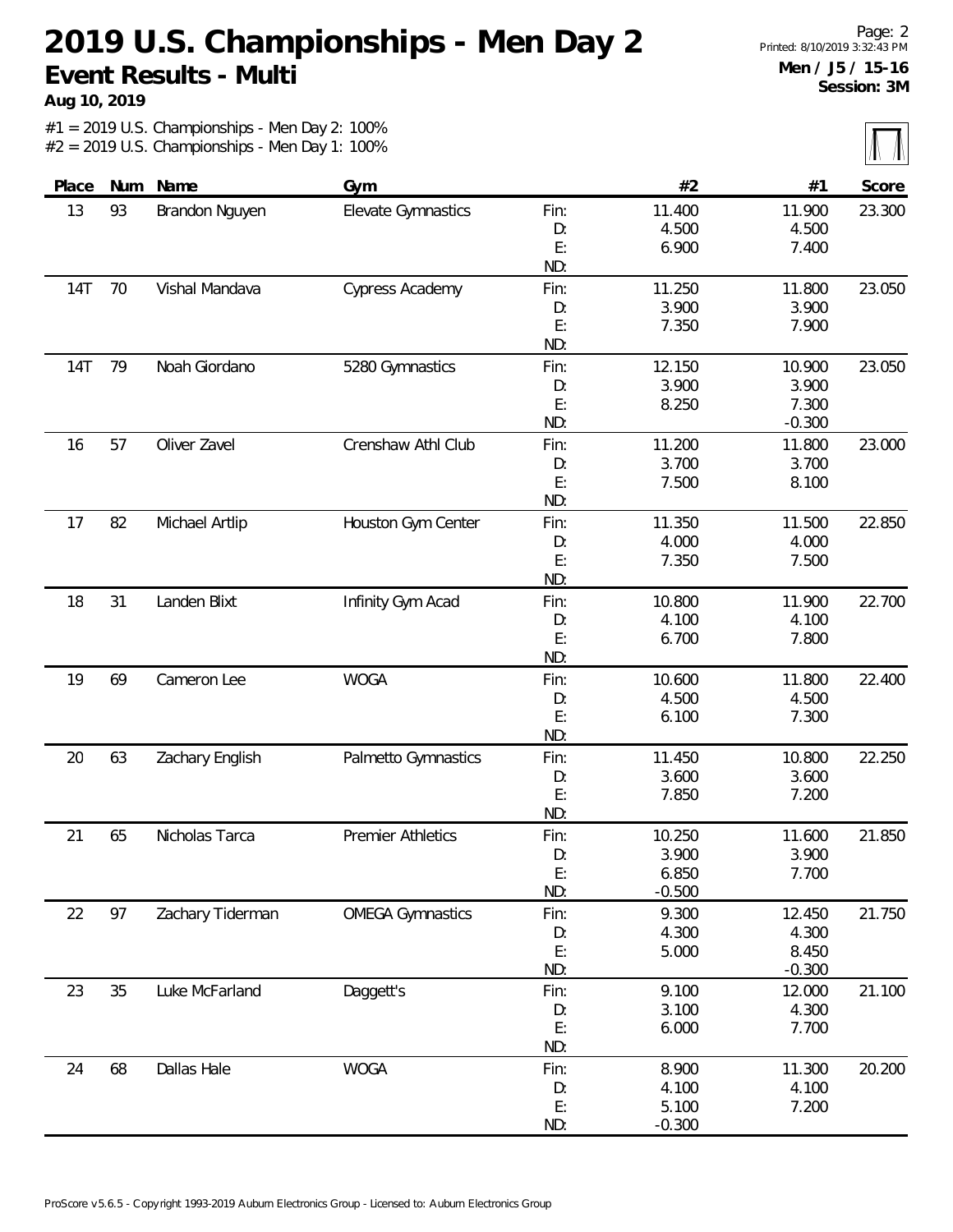# 2019 U.S. Championships - Men Day 2

## Event Results - Multi

**Aug 10, 2019**

Page: 2
Printed: 8/10/2019 3:32:43 PM
**Men / J5 / 15-16**
**Session: 3M**

#1 = 2019 U.S. Championships - Men Day 2: 100%
#2 = 2019 U.S. Championships - Men Day 1: 100%

| Place | Num | Name | Gym | | #2 | #1 | Score |
|---|---|---|---|---|---|---|---|
| 13 | 93 | Brandon Nguyen | Elevate Gymnastics | Fin: | 11.400 | 11.900 | 23.300 |
| | | | | D: | 4.500 | 4.500 | |
| | | | | E: | 6.900 | 7.400 | |
| | | | | ND: | | | |
| 14T | 70 | Vishal Mandava | Cypress Academy | Fin: | 11.250 | 11.800 | 23.050 |
| | | | | D: | 3.900 | 3.900 | |
| | | | | E: | 7.350 | 7.900 | |
| | | | | ND: | | | |
| 14T | 79 | Noah Giordano | 5280 Gymnastics | Fin: | 12.150 | 10.900 | 23.050 |
| | | | | D: | 3.900 | 3.900 | |
| | | | | E: | 8.250 | 7.300 | |
| | | | | ND: | | -0.300 | |
| 16 | 57 | Oliver Zavel | Crenshaw Athl Club | Fin: | 11.200 | 11.800 | 23.000 |
| | | | | D: | 3.700 | 3.700 | |
| | | | | E: | 7.500 | 8.100 | |
| | | | | ND: | | | |
| 17 | 82 | Michael Artlip | Houston Gym Center | Fin: | 11.350 | 11.500 | 22.850 |
| | | | | D: | 4.000 | 4.000 | |
| | | | | E: | 7.350 | 7.500 | |
| | | | | ND: | | | |
| 18 | 31 | Landen Blixt | Infinity Gym Acad | Fin: | 10.800 | 11.900 | 22.700 |
| | | | | D: | 4.100 | 4.100 | |
| | | | | E: | 6.700 | 7.800 | |
| | | | | ND: | | | |
| 19 | 69 | Cameron Lee | WOGA | Fin: | 10.600 | 11.800 | 22.400 |
| | | | | D: | 4.500 | 4.500 | |
| | | | | E: | 6.100 | 7.300 | |
| | | | | ND: | | | |
| 20 | 63 | Zachary English | Palmetto Gymnastics | Fin: | 11.450 | 10.800 | 22.250 |
| | | | | D: | 3.600 | 3.600 | |
| | | | | E: | 7.850 | 7.200 | |
| | | | | ND: | | | |
| 21 | 65 | Nicholas Tarca | Premier Athletics | Fin: | 10.250 | 11.600 | 21.850 |
| | | | | D: | 3.900 | 3.900 | |
| | | | | E: | 6.850 | 7.700 | |
| | | | | ND: | -0.500 | | |
| 22 | 97 | Zachary Tiderman | OMEGA Gymnastics | Fin: | 9.300 | 12.450 | 21.750 |
| | | | | D: | 4.300 | 4.300 | |
| | | | | E: | 5.000 | 8.450 | |
| | | | | ND: | | -0.300 | |
| 23 | 35 | Luke McFarland | Daggett's | Fin: | 9.100 | 12.000 | 21.100 |
| | | | | D: | 3.100 | 4.300 | |
| | | | | E: | 6.000 | 7.700 | |
| | | | | ND: | | | |
| 24 | 68 | Dallas Hale | WOGA | Fin: | 8.900 | 11.300 | 20.200 |
| | | | | D: | 4.100 | 4.100 | |
| | | | | E: | 5.100 | 7.200 | |
| | | | | ND: | -0.300 | | |

ProScore v5.6.5 - Copyright 1993-2019 Auburn Electronics Group - Licensed to: Auburn Electronics Group